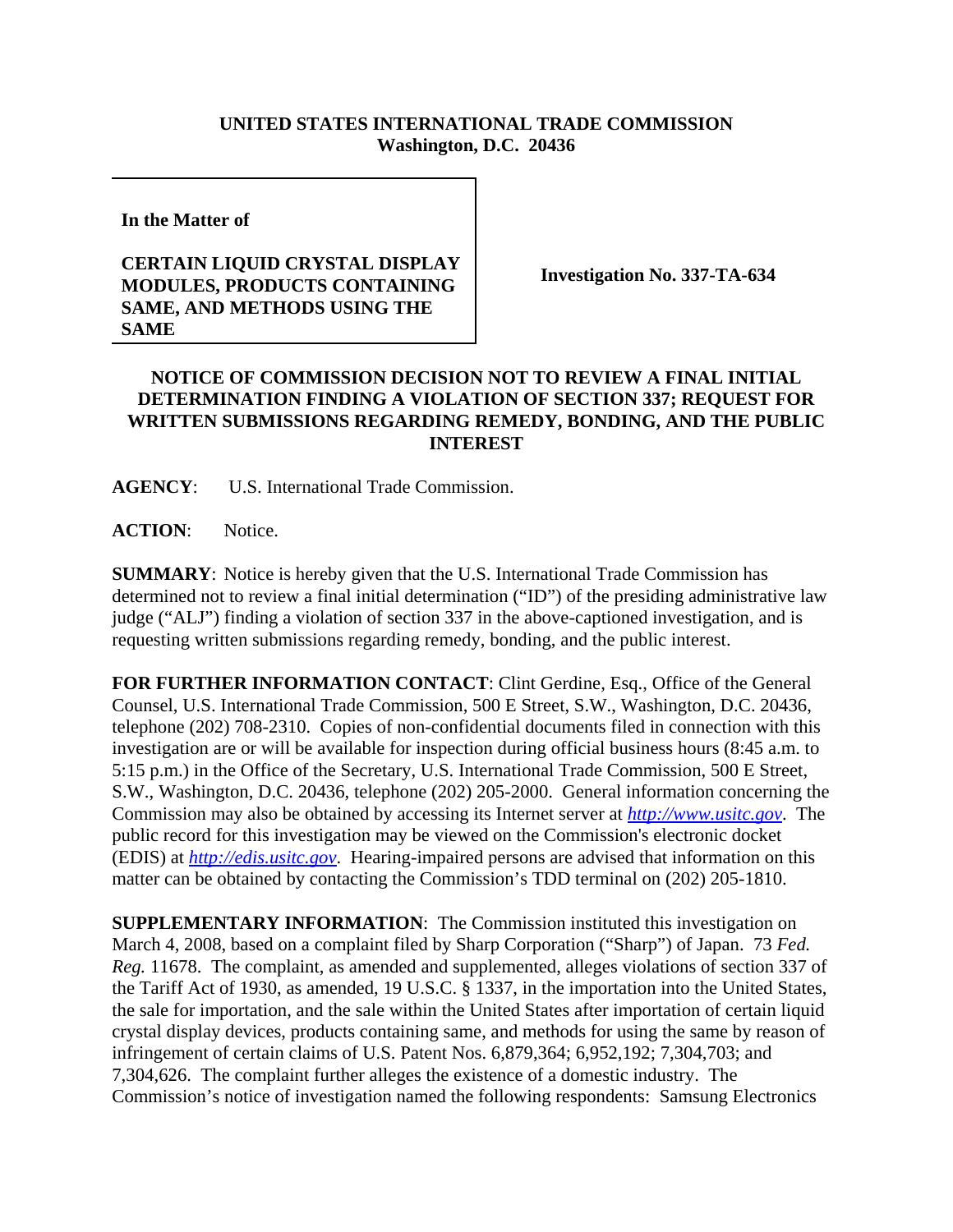**UNITED STATES INTERNATIONAL TRADE COMMISSION**
**Washington, D.C. 20436**

| | |
|---|---|
| **In the Matter of**<br><br>**CERTAIN LIQUID CRYSTAL DISPLAY MODULES, PRODUCTS CONTAINING SAME, AND METHODS USING THE SAME** | **Investigation No. 337-TA-634** |

**NOTICE OF COMMISSION DECISION NOT TO REVIEW A FINAL INITIAL DETERMINATION FINDING A VIOLATION OF SECTION 337; REQUEST FOR WRITTEN SUBMISSIONS REGARDING REMEDY, BONDING, AND THE PUBLIC INTEREST**

**AGENCY**: U.S. International Trade Commission.

**ACTION**: Notice.

**SUMMARY**: Notice is hereby given that the U.S. International Trade Commission has determined not to review a final initial determination ("ID") of the presiding administrative law judge ("ALJ") finding a violation of section 337 in the above-captioned investigation, and is requesting written submissions regarding remedy, bonding, and the public interest.

**FOR FURTHER INFORMATION CONTACT**: Clint Gerdine, Esq., Office of the General Counsel, U.S. International Trade Commission, 500 E Street, S.W., Washington, D.C. 20436, telephone (202) 708-2310. Copies of non-confidential documents filed in connection with this investigation are or will be available for inspection during official business hours (8:45 a.m. to 5:15 p.m.) in the Office of the Secretary, U.S. International Trade Commission, 500 E Street, S.W., Washington, D.C. 20436, telephone (202) 205-2000. General information concerning the Commission may also be obtained by accessing its Internet server at *http://www.usitc.gov*. The public record for this investigation may be viewed on the Commission's electronic docket (EDIS) at *http://edis.usitc.gov*. Hearing-impaired persons are advised that information on this matter can be obtained by contacting the Commission's TDD terminal on (202) 205-1810.

**SUPPLEMENTARY INFORMATION**: The Commission instituted this investigation on March 4, 2008, based on a complaint filed by Sharp Corporation ("Sharp") of Japan. 73 *Fed. Reg.* 11678. The complaint, as amended and supplemented, alleges violations of section 337 of the Tariff Act of 1930, as amended, 19 U.S.C. § 1337, in the importation into the United States, the sale for importation, and the sale within the United States after importation of certain liquid crystal display devices, products containing same, and methods for using the same by reason of infringement of certain claims of U.S. Patent Nos. 6,879,364; 6,952,192; 7,304,703; and 7,304,626. The complaint further alleges the existence of a domestic industry. The Commission's notice of investigation named the following respondents: Samsung Electronics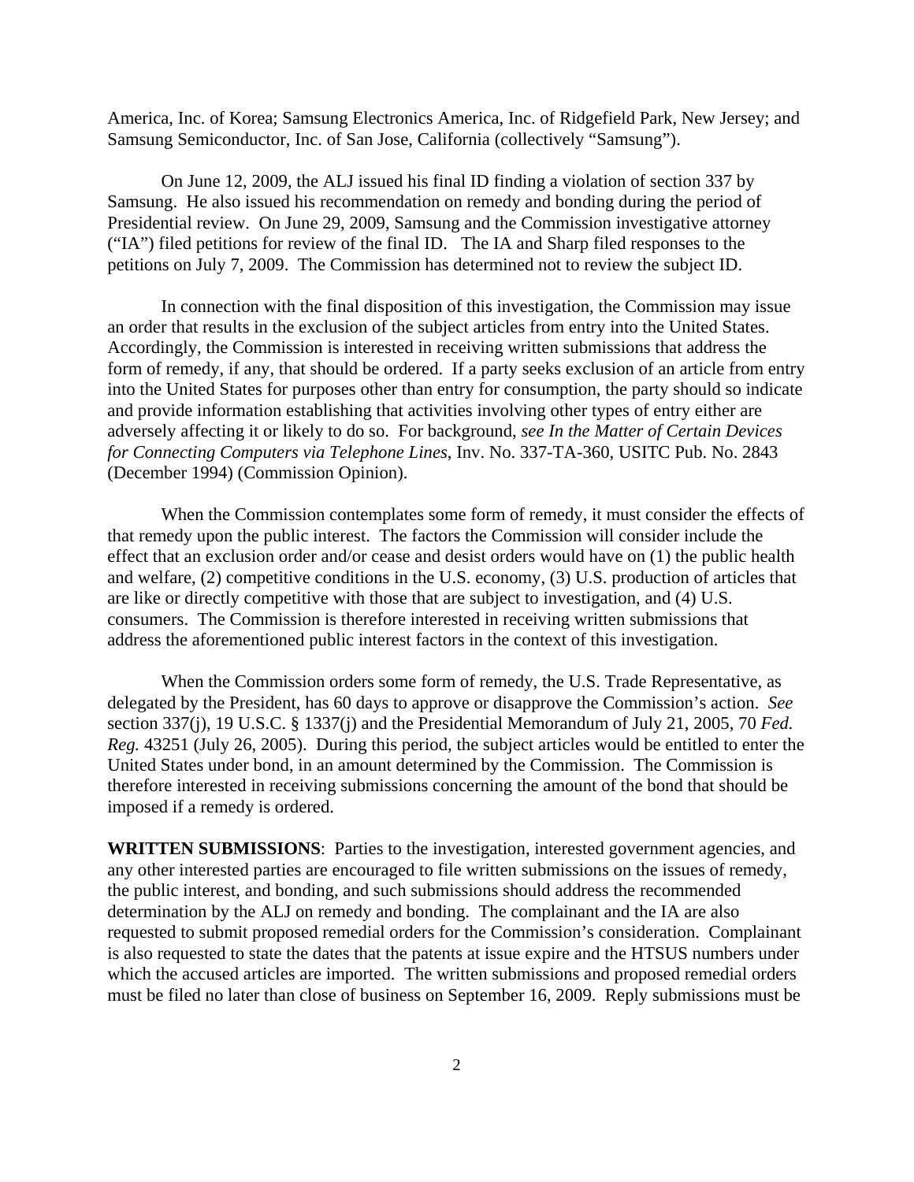America, Inc. of Korea; Samsung Electronics America, Inc. of Ridgefield Park, New Jersey; and Samsung Semiconductor, Inc. of San Jose, California (collectively "Samsung").

On June 12, 2009, the ALJ issued his final ID finding a violation of section 337 by Samsung. He also issued his recommendation on remedy and bonding during the period of Presidential review. On June 29, 2009, Samsung and the Commission investigative attorney ("IA") filed petitions for review of the final ID. The IA and Sharp filed responses to the petitions on July 7, 2009. The Commission has determined not to review the subject ID.

In connection with the final disposition of this investigation, the Commission may issue an order that results in the exclusion of the subject articles from entry into the United States. Accordingly, the Commission is interested in receiving written submissions that address the form of remedy, if any, that should be ordered. If a party seeks exclusion of an article from entry into the United States for purposes other than entry for consumption, the party should so indicate and provide information establishing that activities involving other types of entry either are adversely affecting it or likely to do so. For background, *see In the Matter of Certain Devices for Connecting Computers via Telephone Lines*, Inv. No. 337-TA-360, USITC Pub. No. 2843 (December 1994) (Commission Opinion).

When the Commission contemplates some form of remedy, it must consider the effects of that remedy upon the public interest. The factors the Commission will consider include the effect that an exclusion order and/or cease and desist orders would have on (1) the public health and welfare, (2) competitive conditions in the U.S. economy, (3) U.S. production of articles that are like or directly competitive with those that are subject to investigation, and (4) U.S. consumers. The Commission is therefore interested in receiving written submissions that address the aforementioned public interest factors in the context of this investigation.

When the Commission orders some form of remedy, the U.S. Trade Representative, as delegated by the President, has 60 days to approve or disapprove the Commission's action. *See* section 337(j), 19 U.S.C. § 1337(j) and the Presidential Memorandum of July 21, 2005, 70 *Fed. Reg.* 43251 (July 26, 2005). During this period, the subject articles would be entitled to enter the United States under bond, in an amount determined by the Commission. The Commission is therefore interested in receiving submissions concerning the amount of the bond that should be imposed if a remedy is ordered.

**WRITTEN SUBMISSIONS**: Parties to the investigation, interested government agencies, and any other interested parties are encouraged to file written submissions on the issues of remedy, the public interest, and bonding, and such submissions should address the recommended determination by the ALJ on remedy and bonding. The complainant and the IA are also requested to submit proposed remedial orders for the Commission's consideration. Complainant is also requested to state the dates that the patents at issue expire and the HTSUS numbers under which the accused articles are imported. The written submissions and proposed remedial orders must be filed no later than close of business on September 16, 2009. Reply submissions must be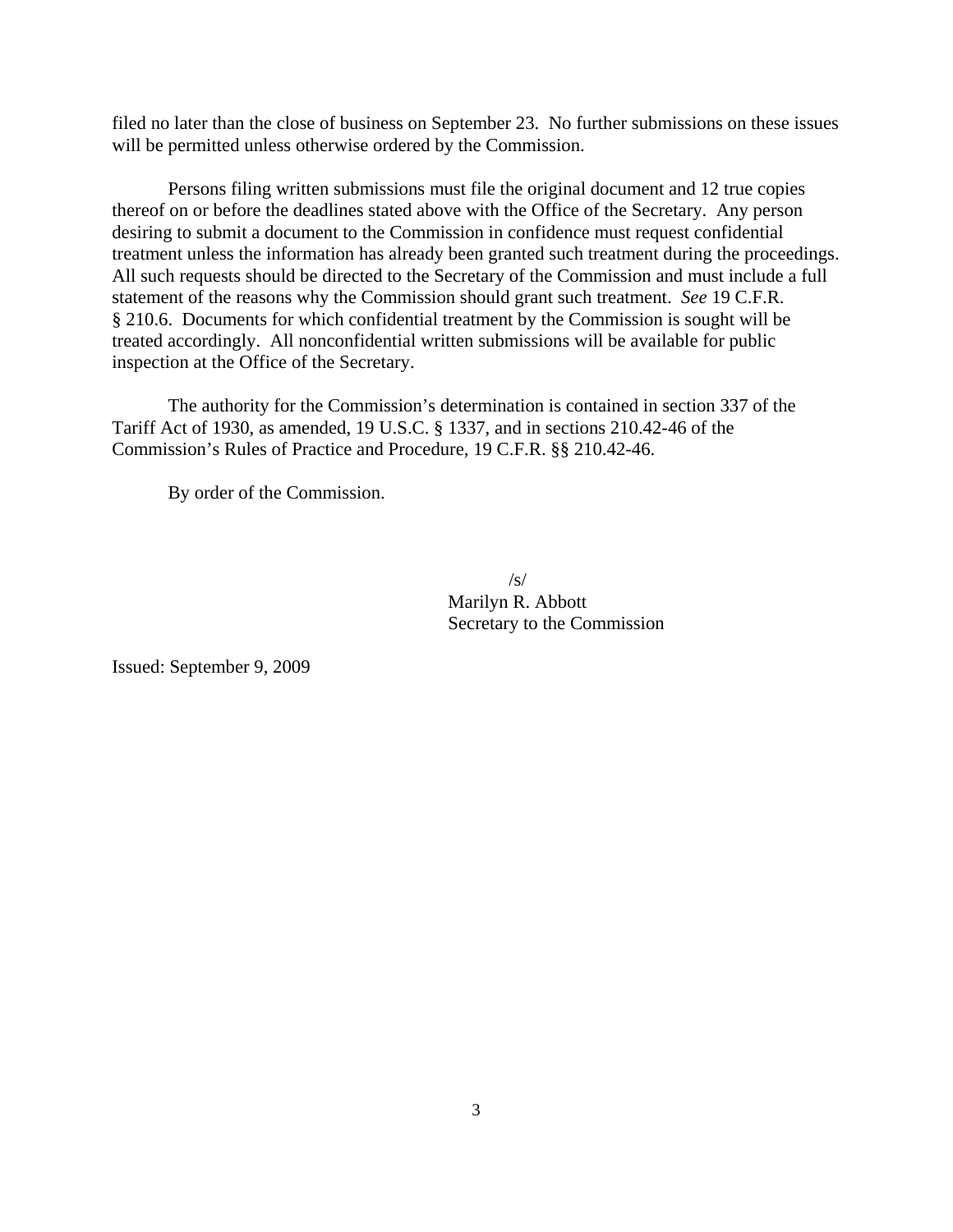filed no later than the close of business on September 23. No further submissions on these issues will be permitted unless otherwise ordered by the Commission.

Persons filing written submissions must file the original document and 12 true copies thereof on or before the deadlines stated above with the Office of the Secretary. Any person desiring to submit a document to the Commission in confidence must request confidential treatment unless the information has already been granted such treatment during the proceedings. All such requests should be directed to the Secretary of the Commission and must include a full statement of the reasons why the Commission should grant such treatment. *See* 19 C.F.R. § 210.6. Documents for which confidential treatment by the Commission is sought will be treated accordingly. All nonconfidential written submissions will be available for public inspection at the Office of the Secretary.

The authority for the Commission's determination is contained in section 337 of the Tariff Act of 1930, as amended, 19 U.S.C. § 1337, and in sections 210.42-46 of the Commission's Rules of Practice and Procedure, 19 C.F.R. §§ 210.42-46.

By order of the Commission.

/s/
Marilyn R. Abbott
Secretary to the Commission

Issued: September 9, 2009